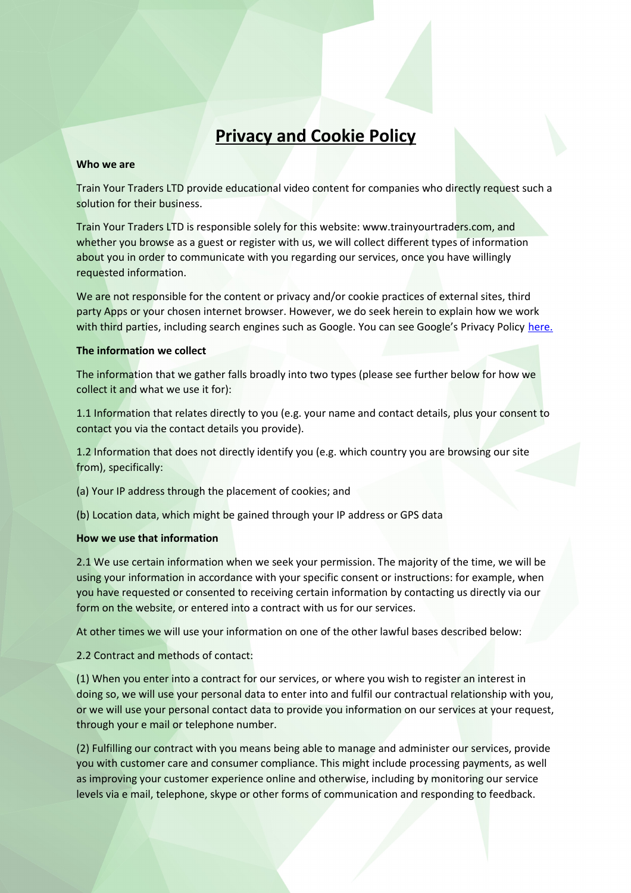# Privacy and Cookie Policy

**Who we are**

Train Your Traders LTD provide educational video content for companies who directly request such a solution for their business.

Train Your Traders LTD is responsible solely for this website: www.trainyourtraders.com, and whether you browse as a guest or register with us, we will collect different types of information about you in order to communicate with you regarding our services, once you have willingly requested information.

We are not responsible for the content or privacy and/or cookie practices of external sites, third party Apps or your chosen internet browser. However, we do seek herein to explain how we work with third parties, including search engines such as Google. You can see Google's Privacy Policy here.

**The information we collect**

The information that we gather falls broadly into two types (please see further below for how we collect it and what we use it for):

1.1 Information that relates directly to you (e.g. your name and contact details, plus your consent to contact you via the contact details you provide).

1.2 Information that does not directly identify you (e.g. which country you are browsing our site from), specifically:

(a) Your IP address through the placement of cookies; and

(b) Location data, which might be gained through your IP address or GPS data

**How we use that information**

2.1 We use certain information when we seek your permission. The majority of the time, we will be using your information in accordance with your specific consent or instructions: for example, when you have requested or consented to receiving certain information by contacting us directly via our form on the website, or entered into a contract with us for our services.

At other times we will use your information on one of the other lawful bases described below:

2.2 Contract and methods of contact:

(1) When you enter into a contract for our services, or where you wish to register an interest in doing so, we will use your personal data to enter into and fulfil our contractual relationship with you, or we will use your personal contact data to provide you information on our services at your request, through your e mail or telephone number.

(2) Fulfilling our contract with you means being able to manage and administer our services, provide you with customer care and consumer compliance. This might include processing payments, as well as improving your customer experience online and otherwise, including by monitoring our service levels via e mail, telephone, skype or other forms of communication and responding to feedback.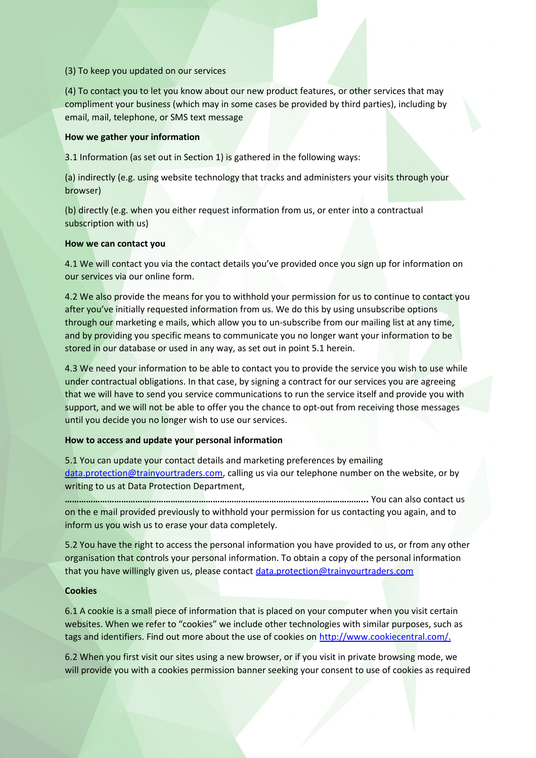(3) To keep you updated on our services

(4) To contact you to let you know about our new product features, or other services that may compliment your business (which may in some cases be provided by third parties), including by email, mail, telephone, or SMS text message

**How we gather your information**

3.1 Information (as set out in Section 1) is gathered in the following ways:

(a) indirectly (e.g. using website technology that tracks and administers your visits through your browser)

(b) directly (e.g. when you either request information from us, or enter into a contractual subscription with us)

**How we can contact you**

4.1 We will contact you via the contact details you've provided once you sign up for information on our services via our online form.

4.2 We also provide the means for you to withhold your permission for us to continue to contact you after you've initially requested information from us. We do this by using unsubscribe options through our marketing e mails, which allow you to un-subscribe from our mailing list at any time, and by providing you specific means to communicate you no longer want your information to be stored in our database or used in any way, as set out in point 5.1 herein.

4.3 We need your information to be able to contact you to provide the service you wish to use while under contractual obligations. In that case, by signing a contract for our services you are agreeing that we will have to send you service communications to run the service itself and provide you with support, and we will not be able to offer you the chance to opt-out from receiving those messages until you decide you no longer wish to use our services.

**How to access and update your personal information**

5.1 You can update your contact details and marketing preferences by emailing [data.protection@trainyourtraders.com](mailto:data.protection@trainyourtraders.com), calling us via our telephone number on the website, or by writing to us at Data Protection Department, **……………………………………………………………………………………………………….** You can also contact us on the e mail provided previously to withhold your permission for us contacting you again, and to inform us you wish us to erase your data completely.

5.2 You have the right to access the personal information you have provided to us, or from any other organisation that controls your personal information. To obtain a copy of the personal information that you have willingly given us, please contact [data.protection@trainyourtraders.com](mailto:data.protection@trainyourtraders.com)

**Cookies**

6.1 A cookie is a small piece of information that is placed on your computer when you visit certain websites. When we refer to "cookies" we include other technologies with similar purposes, such as tags and identifiers. Find out more about the use of cookies on [http://www.cookiecentral.com/.](http://www.cookiecentral.com/)

6.2 When you first visit our sites using a new browser, or if you visit in private browsing mode, we will provide you with a cookies permission banner seeking your consent to use of cookies as required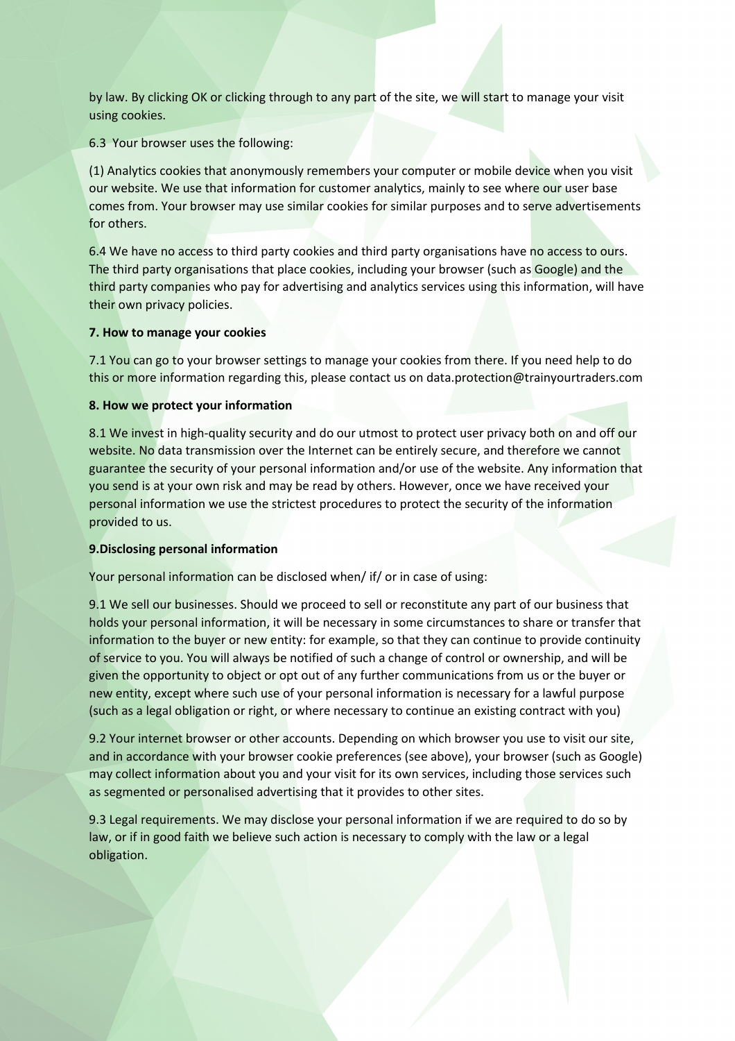by law. By clicking OK or clicking through to any part of the site, we will start to manage your visit using cookies.

6.3 Your browser uses the following:

(1) Analytics cookies that anonymously remembers your computer or mobile device when you visit our website. We use that information for customer analytics, mainly to see where our user base comes from. Your browser may use similar cookies for similar purposes and to serve advertisements for others.

6.4 We have no access to third party cookies and third party organisations have no access to ours. The third party organisations that place cookies, including your browser (such as Google) and the third party companies who pay for advertising and analytics services using this information, will have their own privacy policies.

**7. How to manage your cookies**

7.1 You can go to your browser settings to manage your cookies from there. If you need help to do this or more information regarding this, please contact us on data.protection@trainyourtraders.com

**8. How we protect your information**

8.1 We invest in high-quality security and do our utmost to protect user privacy both on and off our website. No data transmission over the Internet can be entirely secure, and therefore we cannot guarantee the security of your personal information and/or use of the website. Any information that you send is at your own risk and may be read by others. However, once we have received your personal information we use the strictest procedures to protect the security of the information provided to us.

**9.Disclosing personal information**

Your personal information can be disclosed when/ if/ or in case of using:

9.1 We sell our businesses. Should we proceed to sell or reconstitute any part of our business that holds your personal information, it will be necessary in some circumstances to share or transfer that information to the buyer or new entity: for example, so that they can continue to provide continuity of service to you. You will always be notified of such a change of control or ownership, and will be given the opportunity to object or opt out of any further communications from us or the buyer or new entity, except where such use of your personal information is necessary for a lawful purpose (such as a legal obligation or right, or where necessary to continue an existing contract with you)

9.2 Your internet browser or other accounts. Depending on which browser you use to visit our site, and in accordance with your browser cookie preferences (see above), your browser (such as Google) may collect information about you and your visit for its own services, including those services such as segmented or personalised advertising that it provides to other sites.

9.3 Legal requirements. We may disclose your personal information if we are required to do so by law, or if in good faith we believe such action is necessary to comply with the law or a legal obligation.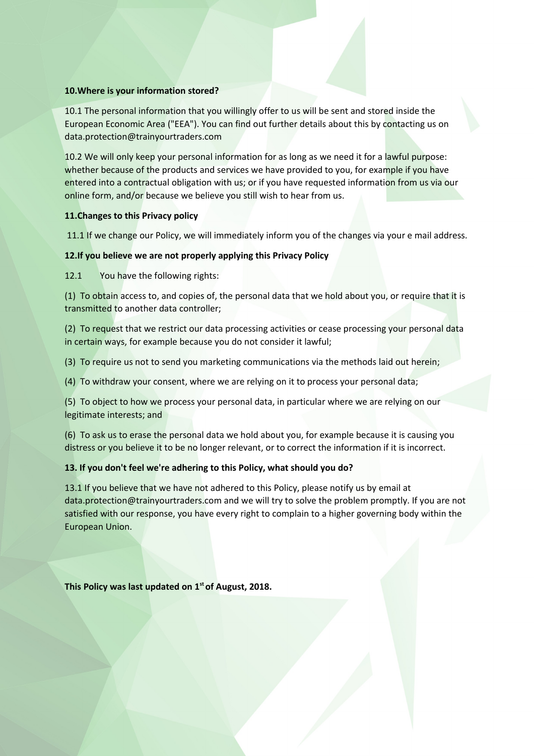## 10.Where is your information stored?

10.1 The personal information that you willingly offer to us will be sent and stored inside the European Economic Area ("EEA"). You can find out further details about this by contacting us on data.protection@trainyourtraders.com

10.2 We will only keep your personal information for as long as we need it for a lawful purpose: whether because of the products and services we have provided to you, for example if you have entered into a contractual obligation with us; or if you have requested information from us via our online form, and/or because we believe you still wish to hear from us.

## 11.Changes to this Privacy policy

11.1 If we change our Policy, we will immediately inform you of the changes via your e mail address.

## 12.If you believe we are not properly applying this Privacy Policy

12.1 You have the following rights:

(1) To obtain access to, and copies of, the personal data that we hold about you, or require that it is transmitted to another data controller;

(2) To request that we restrict our data processing activities or cease processing your personal data in certain ways, for example because you do not consider it lawful;

(3) To require us not to send you marketing communications via the methods laid out herein;

(4) To withdraw your consent, where we are relying on it to process your personal data;

(5) To object to how we process your personal data, in particular where we are relying on our legitimate interests; and

(6) To ask us to erase the personal data we hold about you, for example because it is causing you distress or you believe it to be no longer relevant, or to correct the information if it is incorrect.

## 13. If you don't feel we're adhering to this Policy, what should you do?

13.1 If you believe that we have not adhered to this Policy, please notify us by email at data.protection@trainyourtraders.com and we will try to solve the problem promptly. If you are not satisfied with our response, you have every right to complain to a higher governing body within the European Union.

**This Policy was last updated on 1st of August, 2018.**